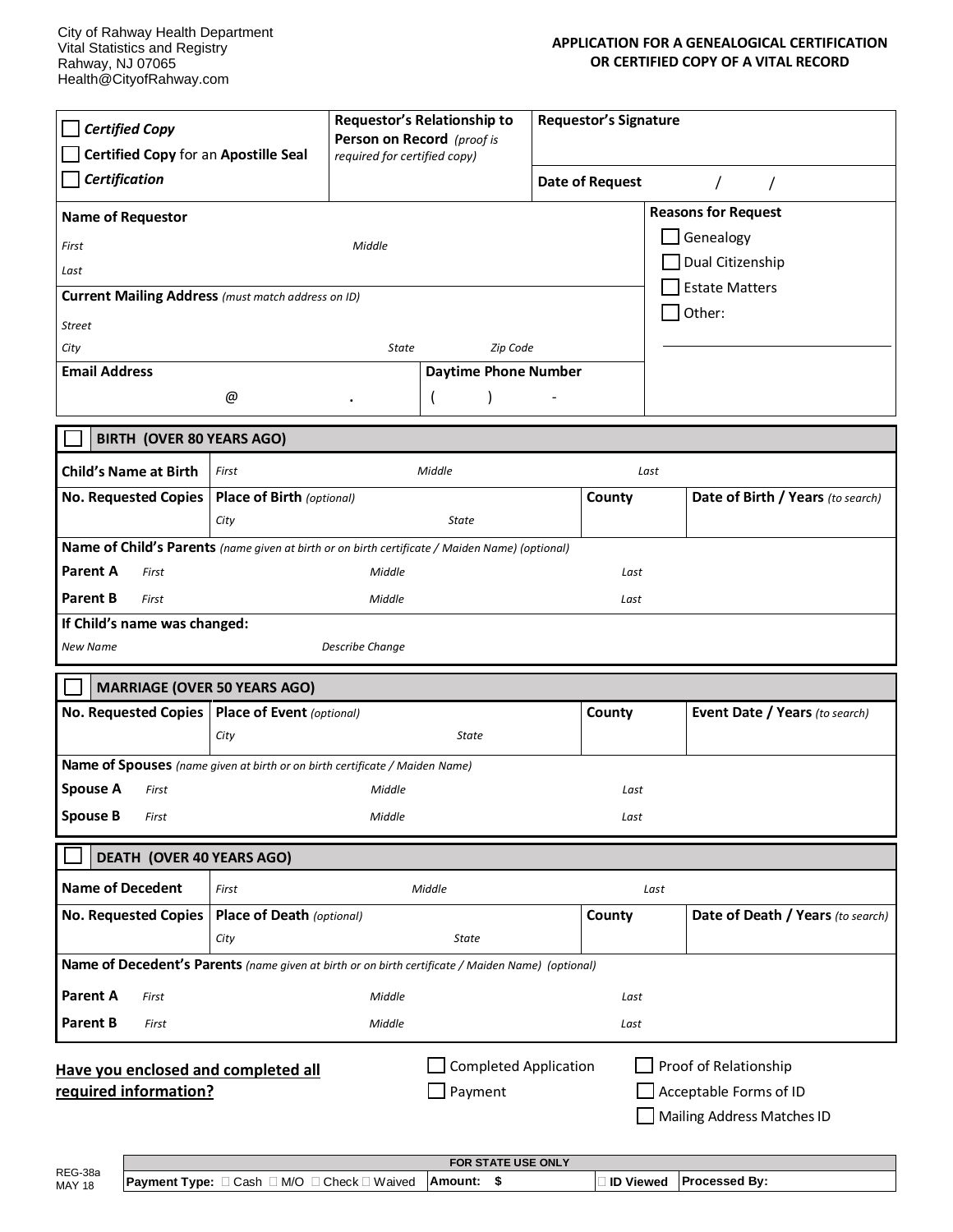City of Rahway Health Department
Vital Statistics and Registry
Rahway, NJ 07065
Health@CityofRahway.com

**APPLICATION FOR A GENEALOGICAL CERTIFICATION OR CERTIFIED COPY OF A VITAL RECORD**

| ☐ ***Certified Copy*** ☐ **Certified Copy** for an **Apostille Seal** ☐ ***Certification*** | **Requestor's Relationship to Person on Record** *(proof is required for certified copy)* | **Requestor's Signature** |
|---|---|---|
| | | **Date of Request** / / |

**Name of Requestor**

*First* *Middle*

*Last*

**Current Mailing Address** *(must match address on ID)*

*Street*

*City* *State* *Zip Code*

**Email Address** @ .

**Daytime Phone Number** ( ) -

**Reasons for Request**

- ☐ Genealogy
- ☐ Dual Citizenship
- ☐ Estate Matters
- ☐ Other: ______________

## ☐ BIRTH (OVER 80 YEARS AGO)

| **Child's Name at Birth** | *First* *Middle* *Last* | | |
|---|---|---|---|
| **No. Requested Copies** | **Place of Birth** *(optional)* *City* *State* | **County** | **Date of Birth / Years** *(to search)* |

**Name of Child's Parents** *(name given at birth or on birth certificate / Maiden Name) (optional)*

**Parent A** *First* *Middle* *Last*

**Parent B** *First* *Middle* *Last*

**If Child's name was changed:**

*New Name* *Describe Change*

## ☐ MARRIAGE (OVER 50 YEARS AGO)

| **No. Requested Copies** | **Place of Event** *(optional)* *City* *State* | **County** | **Event Date / Years** *(to search)* |
|---|---|---|---|

**Name of Spouses** *(name given at birth or on birth certificate / Maiden Name)*

**Spouse A** *First* *Middle* *Last*

**Spouse B** *First* *Middle* *Last*

## ☐ DEATH (OVER 40 YEARS AGO)

| **Name of Decedent** | *First* *Middle* *Last* | | |
|---|---|---|---|
| **No. Requested Copies** | **Place of Death** *(optional)* *City* *State* | **County** | **Date of Death / Years** *(to search)* |

**Name of Decedent's Parents** *(name given at birth or on birth certificate / Maiden Name) (optional)*

**Parent A** *First* *Middle* *Last*

**Parent B** *First* *Middle* *Last*

**Have you enclosed and completed all required information?**

- ☐ Completed Application
- ☐ Payment
- ☐ Proof of Relationship
- ☐ Acceptable Forms of ID
- ☐ Mailing Address Matches ID

REG-38a
MAY 18

| FOR STATE USE ONLY | | | |
|---|---|---|---|
| **Payment Type:** ☐ Cash ☐ M/O ☐ Check ☐ Waived | **Amount: $** | ☐ **ID Viewed** | **Processed By:** |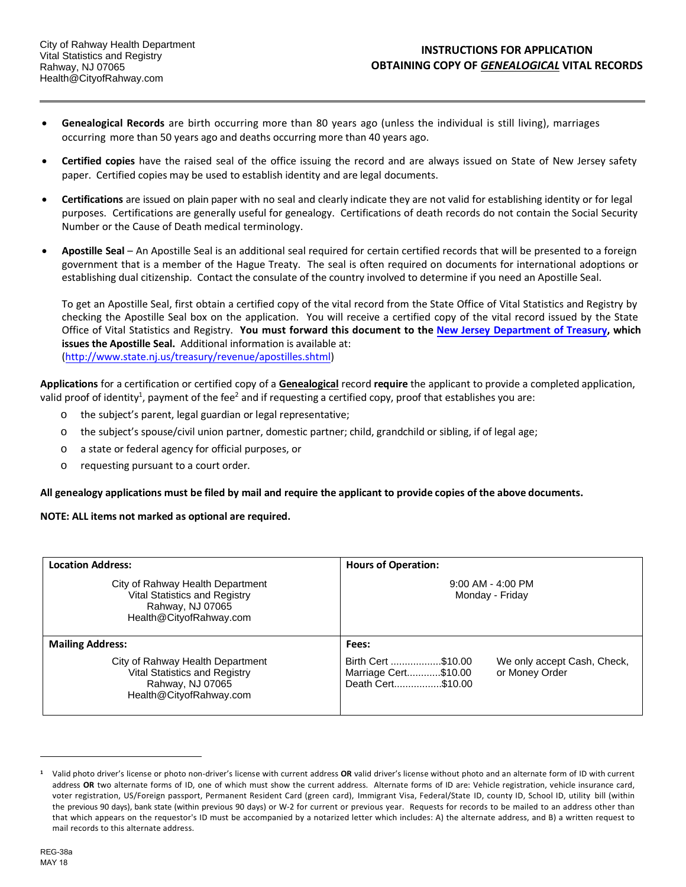City of Rahway Health Department
Vital Statistics and Registry
Rahway, NJ 07065
Health@CityofRahway.com

## INSTRUCTIONS FOR APPLICATION OBTAINING COPY OF ***GENEALOGICAL*** VITAL RECORDS

- **Genealogical Records** are birth occurring more than 80 years ago (unless the individual is still living), marriages occurring more than 50 years ago and deaths occurring more than 40 years ago.
- **Certified copies** have the raised seal of the office issuing the record and are always issued on State of New Jersey safety paper. Certified copies may be used to establish identity and are legal documents.
- **Certifications** are issued on plain paper with no seal and clearly indicate they are not valid for establishing identity or for legal purposes. Certifications are generally useful for genealogy. Certifications of death records do not contain the Social Security Number or the Cause of Death medical terminology.
- **Apostille Seal** – An Apostille Seal is an additional seal required for certain certified records that will be presented to a foreign government that is a member of the Hague Treaty. The seal is often required on documents for international adoptions or establishing dual citizenship. Contact the consulate of the country involved to determine if you need an Apostille Seal.

  To get an Apostille Seal, first obtain a certified copy of the vital record from the State Office of Vital Statistics and Registry by checking the Apostille Seal box on the application. You will receive a certified copy of the vital record issued by the State Office of Vital Statistics and Registry. **You must forward this document to the New Jersey Department of Treasury, which issues the Apostille Seal.** Additional information is available at: (http://www.state.nj.us/treasury/revenue/apostilles.shtml)

**Applications** for a certification or certified copy of a **Genealogical** record **require** the applicant to provide a completed application, valid proof of identity[1], payment of the fee[2] and if requesting a certified copy, proof that establishes you are:

- the subject's parent, legal guardian or legal representative;
- the subject's spouse/civil union partner, domestic partner; child, grandchild or sibling, if of legal age;
- a state or federal agency for official purposes, or
- requesting pursuant to a court order.

**All genealogy applications must be filed by mail and require the applicant to provide copies of the above documents.**

**NOTE: ALL items not marked as optional are required.**

| **Location Address:** | **Hours of Operation:** |
|---|---|
| City of Rahway Health Department<br>Vital Statistics and Registry<br>Rahway, NJ 07065<br>Health@CityofRahway.com | 9:00 AM - 4:00 PM<br>Monday - Friday |
| **Mailing Address:** | **Fees:** |
| City of Rahway Health Department<br>Vital Statistics and Registry<br>Rahway, NJ 07065<br>Health@CityofRahway.com | Birth Cert ..................$10.00<br>Marriage Cert............$10.00<br>Death Cert.................$10.00<br><br>We only accept Cash, Check, or Money Order |

[1] Valid photo driver's license or photo non-driver's license with current address **OR** valid driver's license without photo and an alternate form of ID with current address **OR** two alternate forms of ID, one of which must show the current address. Alternate forms of ID are: Vehicle registration, vehicle insurance card, voter registration, US/Foreign passport, Permanent Resident Card (green card), Immigrant Visa, Federal/State ID, county ID, School ID, utility bill (within the previous 90 days), bank state (within previous 90 days) or W-2 for current or previous year. Requests for records to be mailed to an address other than that which appears on the requestor's ID must be accompanied by a notarized letter which includes: A) the alternate address, and B) a written request to mail records to this alternate address.

REG-38a
MAY 18